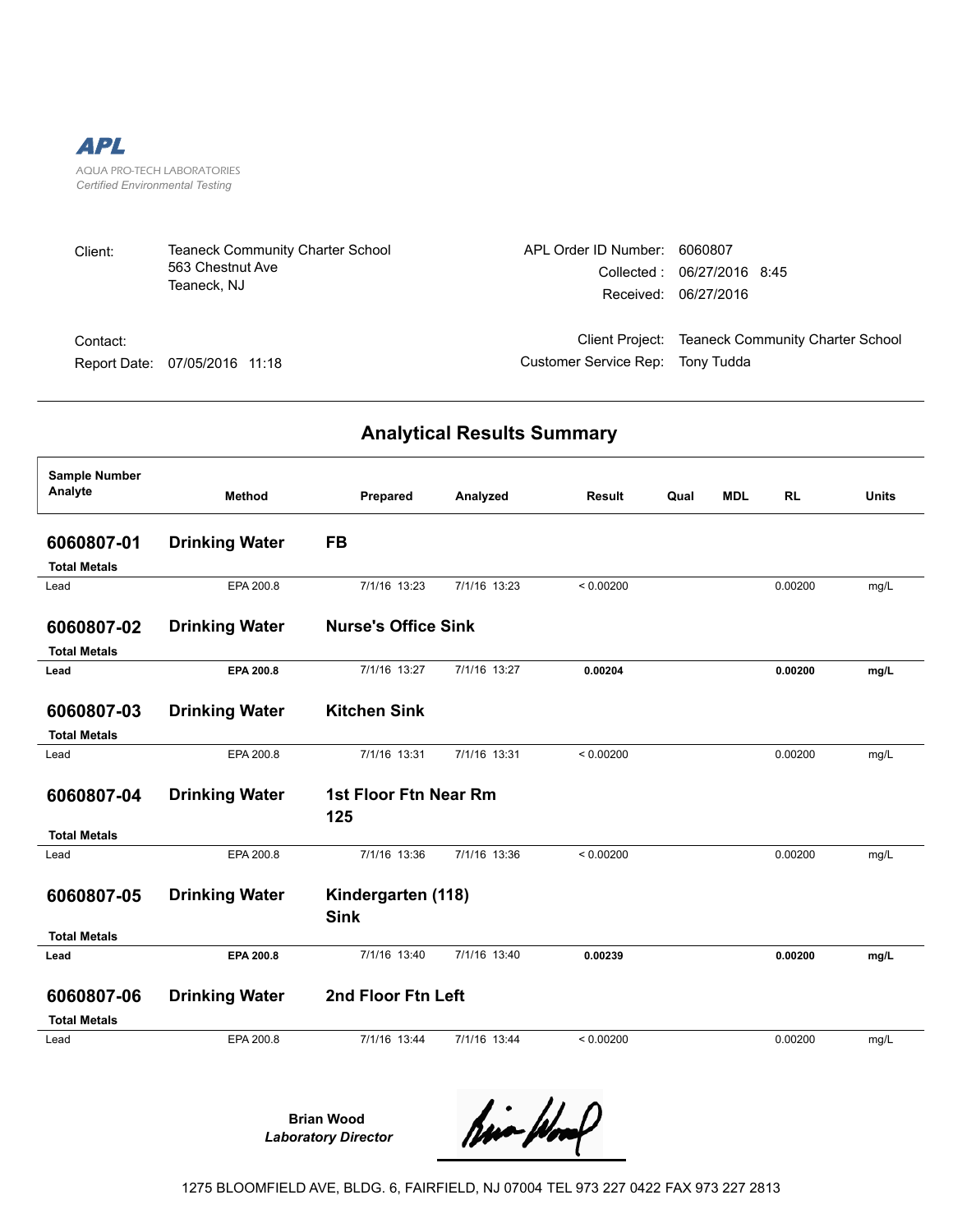**APL**

AQUA PRO-TECH LABORATORIES
*Certified Environmental Testing*

| | | | |
|---|---|---|---|
| Client: | Teaneck Community Charter School<br>563 Chestnut Ave<br>Teaneck, NJ | APL Order ID Number: | 6060807 |
| | | Collected : | 06/27/2016 8:45 |
| | | Received: | 06/27/2016 |
| Contact: | | Client Project: | Teaneck Community Charter School |
| Report Date: | 07/05/2016 11:18 | Customer Service Rep: | Tony Tudda |

## Analytical Results Summary

| Sample Number / Analyte | Method | Prepared | Analyzed | Result | Qual | MDL | RL | Units |
|---|---|---|---|---|---|---|---|---|
| **6060807-01** | **Drinking Water** | **FB** | | | | | | |
| **Total Metals** | | | | | | | | |
| Lead | EPA 200.8 | 7/1/16 13:23 | 7/1/16 13:23 | < 0.00200 | | | 0.00200 | mg/L |
| **6060807-02** | **Drinking Water** | **Nurse's Office Sink** | | | | | | |
| **Total Metals** | | | | | | | | |
| **Lead** | **EPA 200.8** | 7/1/16 13:27 | 7/1/16 13:27 | **0.00204** | | | **0.00200** | **mg/L** |
| **6060807-03** | **Drinking Water** | **Kitchen Sink** | | | | | | |
| **Total Metals** | | | | | | | | |
| Lead | EPA 200.8 | 7/1/16 13:31 | 7/1/16 13:31 | < 0.00200 | | | 0.00200 | mg/L |
| **6060807-04** | **Drinking Water** | **1st Floor Ftn Near Rm 125** | | | | | | |
| **Total Metals** | | | | | | | | |
| Lead | EPA 200.8 | 7/1/16 13:36 | 7/1/16 13:36 | < 0.00200 | | | 0.00200 | mg/L |
| **6060807-05** | **Drinking Water** | **Kindergarten (118) Sink** | | | | | | |
| **Total Metals** | | | | | | | | |
| **Lead** | **EPA 200.8** | 7/1/16 13:40 | 7/1/16 13:40 | **0.00239** | | | **0.00200** | **mg/L** |
| **6060807-06** | **Drinking Water** | **2nd Floor Ftn Left** | | | | | | |
| **Total Metals** | | | | | | | | |
| Lead | EPA 200.8 | 7/1/16 13:44 | 7/1/16 13:44 | < 0.00200 | | | 0.00200 | mg/L |

**Brian Wood**
***Laboratory Director***

1275 BLOOMFIELD AVE, BLDG. 6, FAIRFIELD, NJ 07004 TEL 973 227 0422 FAX 973 227 2813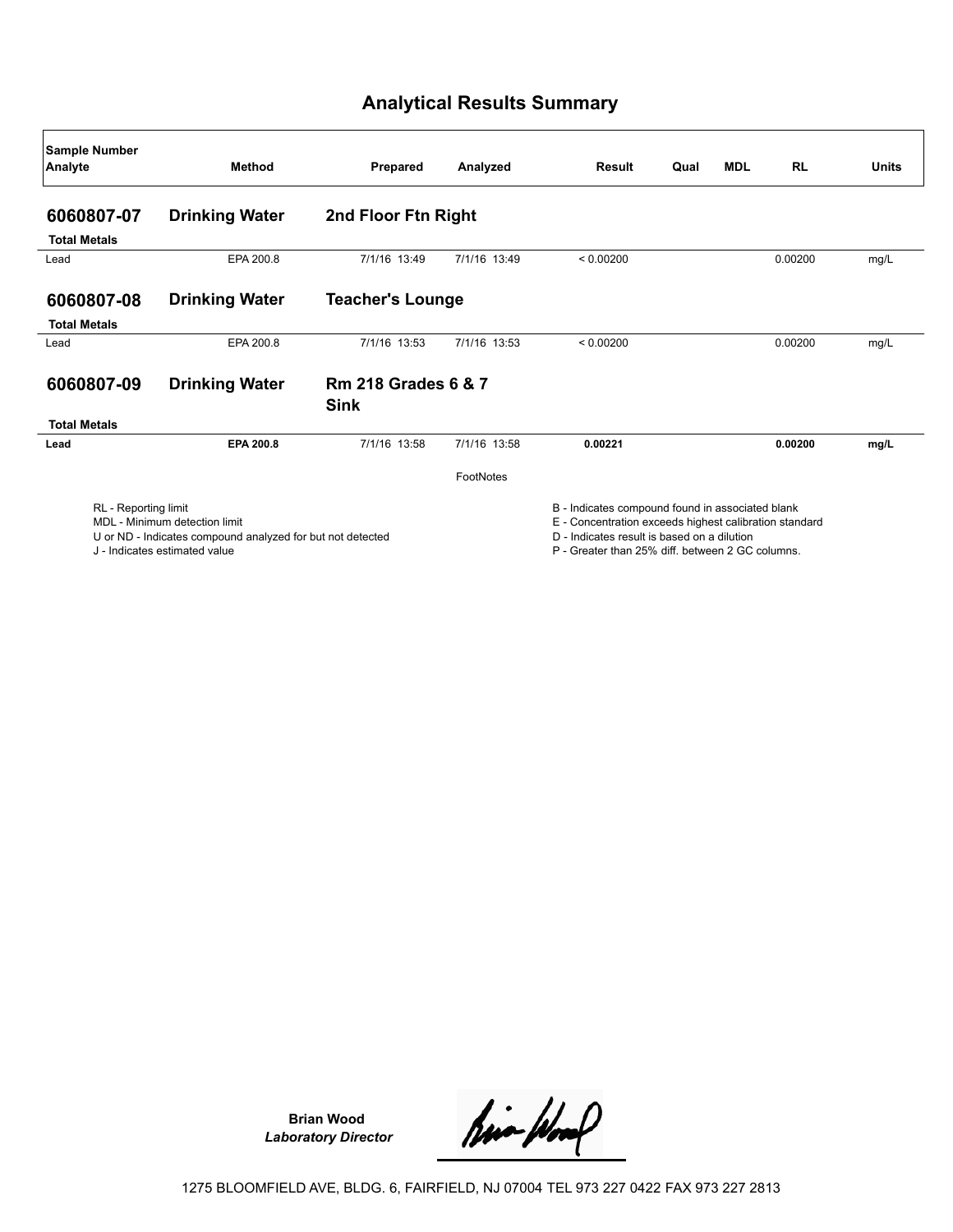# Analytical Results Summary

| Sample Number / Analyte | Method | Prepared | Analyzed | Result | Qual | MDL | RL | Units |
|---|---|---|---|---|---|---|---|---|
| **6060807-07** | **Drinking Water** | **2nd Floor Ftn Right** | | | | | | |
| **Total Metals** | | | | | | | | |
| Lead | EPA 200.8 | 7/1/16 13:49 | 7/1/16 13:49 | < 0.00200 | | | 0.00200 | mg/L |
| **6060807-08** | **Drinking Water** | **Teacher's Lounge** | | | | | | |
| **Total Metals** | | | | | | | | |
| Lead | EPA 200.8 | 7/1/16 13:53 | 7/1/16 13:53 | < 0.00200 | | | 0.00200 | mg/L |
| **6060807-09** | **Drinking Water** | **Rm 218 Grades 6 & 7 Sink** | | | | | | |
| **Total Metals** | | | | | | | | |
| **Lead** | **EPA 200.8** | 7/1/16 13:58 | 7/1/16 13:58 | **0.00221** | | | **0.00200** | **mg/L** |

FootNotes

RL - Reporting limit
MDL - Minimum detection limit
U or ND - Indicates compound analyzed for but not detected
J - Indicates estimated value

B - Indicates compound found in associated blank
E - Concentration exceeds highest calibration standard
D - Indicates result is based on a dilution
P - Greater than 25% diff. between 2 GC columns.

**Brian Wood**
***Laboratory Director***

1275 BLOOMFIELD AVE, BLDG. 6, FAIRFIELD, NJ 07004 TEL 973 227 0422 FAX 973 227 2813